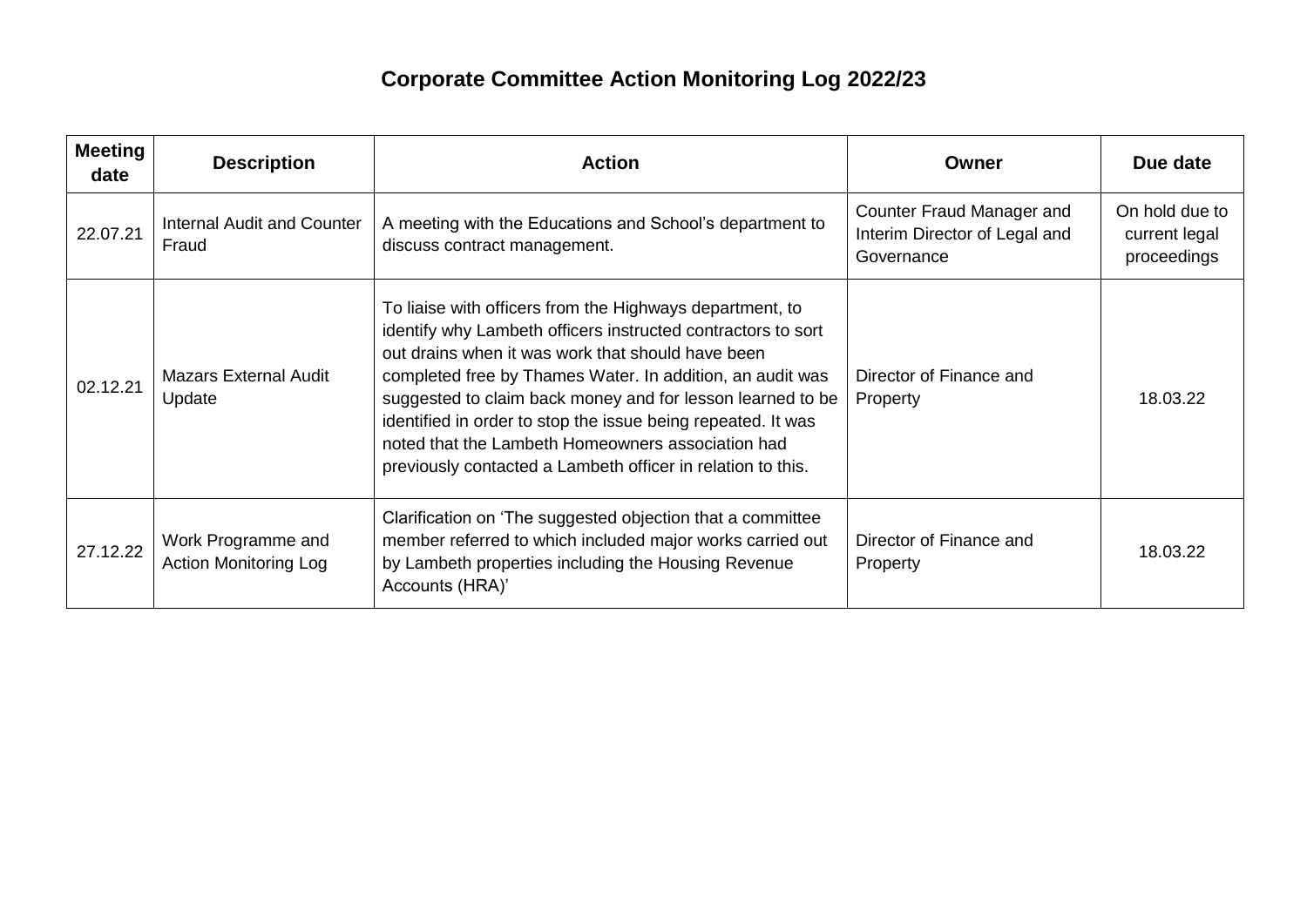# Corporate Committee Action Monitoring Log 2022/23

| Meeting date | Description | Action | Owner | Due date |
|---|---|---|---|---|
| 22.07.21 | Internal Audit and Counter Fraud | A meeting with the Educations and School's department to discuss contract management. | Counter Fraud Manager and Interim Director of Legal and Governance | On hold due to current legal proceedings |
| 02.12.21 | Mazars External Audit Update | To liaise with officers from the Highways department, to identify why Lambeth officers instructed contractors to sort out drains when it was work that should have been completed free by Thames Water. In addition, an audit was suggested to claim back money and for lesson learned to be identified in order to stop the issue being repeated. It was noted that the Lambeth Homeowners association had previously contacted a Lambeth officer in relation to this. | Director of Finance and Property | 18.03.22 |
| 27.12.22 | Work Programme and Action Monitoring Log | Clarification on 'The suggested objection that a committee member referred to which included major works carried out by Lambeth properties including the Housing Revenue Accounts (HRA)' | Director of Finance and Property | 18.03.22 |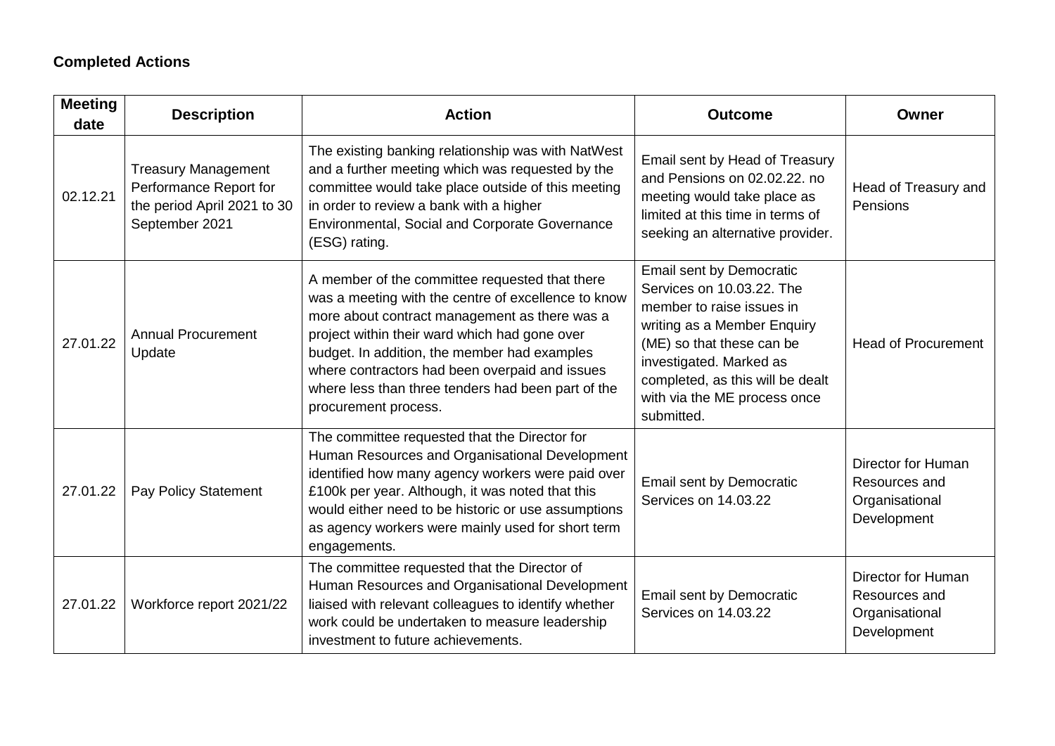**Completed Actions**

| Meeting date | Description | Action | Outcome | Owner |
|---|---|---|---|---|
| 02.12.21 | Treasury Management Performance Report for the period April 2021 to 30 September 2021 | The existing banking relationship was with NatWest and a further meeting which was requested by the committee would take place outside of this meeting in order to review a bank with a higher Environmental, Social and Corporate Governance (ESG) rating. | Email sent by Head of Treasury and Pensions on 02.02.22. no meeting would take place as limited at this time in terms of seeking an alternative provider. | Head of Treasury and Pensions |
| 27.01.22 | Annual Procurement Update | A member of the committee requested that there was a meeting with the centre of excellence to know more about contract management as there was a project within their ward which had gone over budget. In addition, the member had examples where contractors had been overpaid and issues where less than three tenders had been part of the procurement process. | Email sent by Democratic Services on 10.03.22. The member to raise issues in writing as a Member Enquiry (ME) so that these can be investigated. Marked as completed, as this will be dealt with via the ME process once submitted. | Head of Procurement |
| 27.01.22 | Pay Policy Statement | The committee requested that the Director for Human Resources and Organisational Development identified how many agency workers were paid over £100k per year. Although, it was noted that this would either need to be historic or use assumptions as agency workers were mainly used for short term engagements. | Email sent by Democratic Services on 14.03.22 | Director for Human Resources and Organisational Development |
| 27.01.22 | Workforce report 2021/22 | The committee requested that the Director of Human Resources and Organisational Development liaised with relevant colleagues to identify whether work could be undertaken to measure leadership investment to future achievements. | Email sent by Democratic Services on 14.03.22 | Director for Human Resources and Organisational Development |